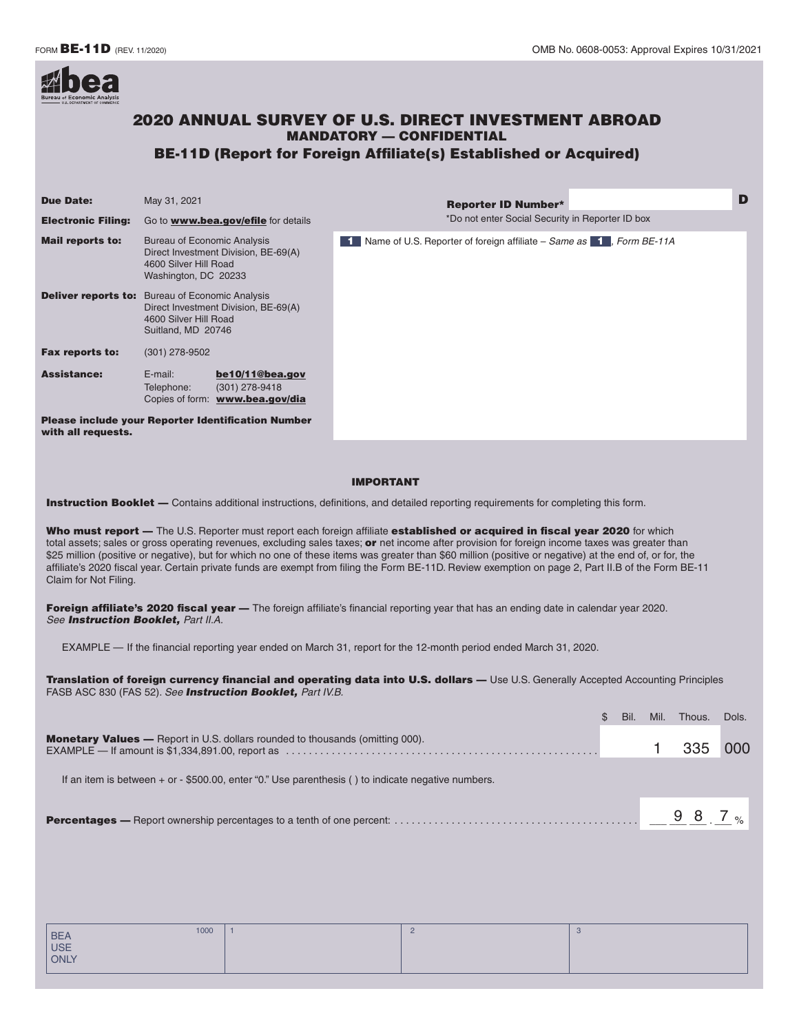FORM **BE-11D** (REV. 11/2020)

OMB No. 0608-0053: Approval Expires 10/31/2021

# 2020 ANNUAL SURVEY OF U.S. DIRECT INVESTMENT ABROAD

## MANDATORY — CONFIDENTIAL

## BE-11D (Report for Foreign Affiliate(s) Established or Acquired)

| | |
|---|---|
| **Due Date:** | May 31, 2021 |
| **Electronic Filing:** | Go to **www.bea.gov/efile** for details |
| **Mail reports to:** | Bureau of Economic Analysis<br>Direct Investment Division, BE-69(A)<br>4600 Silver Hill Road<br>Washington, DC 20233 |
| **Deliver reports to:** | Bureau of Economic Analysis<br>Direct Investment Division, BE-69(A)<br>4600 Silver Hill Road<br>Suitland, MD 20746 |
| **Fax reports to:** | (301) 278-9502 |
| **Assistance:** | E-mail: **be10/11@bea.gov**<br>Telephone: (301) 278-9418<br>Copies of form: **www.bea.gov/dia** |

**Please include your Reporter Identification Number with all requests.**

**Reporter ID Number*** ____________ D

*Do not enter Social Security in Reporter ID box

**1** Name of U.S. Reporter of foreign affiliate – *Same as* **1**, *Form BE-11A*

### IMPORTANT

**Instruction Booklet —** Contains additional instructions, definitions, and detailed reporting requirements for completing this form.

**Who must report —** The U.S. Reporter must report each foreign affiliate **established or acquired in fiscal year 2020** for which total assets; sales or gross operating revenues, excluding sales taxes; **or** net income after provision for foreign income taxes was greater than $25 million (positive or negative), but for which no one of these items was greater than $60 million (positive or negative) at the end of, or for, the affiliate's 2020 fiscal year. Certain private funds are exempt from filing the Form BE-11D. Review exemption on page 2, Part II.B of the Form BE-11 Claim for Not Filing.

**Foreign affiliate's 2020 fiscal year —** The foreign affiliate's financial reporting year that has an ending date in calendar year 2020. *See* ***Instruction Booklet,*** *Part II.A.*

EXAMPLE — If the financial reporting year ended on March 31, report for the 12-month period ended March 31, 2020.

**Translation of foreign currency financial and operating data into U.S. dollars —** Use U.S. Generally Accepted Accounting Principles FASB ASC 830 (FAS 52). *See* ***Instruction Booklet,*** *Part IV.B.*

| | $ | Bil. | Mil. | Thous. | Dols. |
|---|---|---|---|---|---|
| **Monetary Values —** Report in U.S. dollars rounded to thousands (omitting 000).<br>EXAMPLE — If amount is $1,334,891.00, report as | | | 1 | 335 | 000 |

If an item is between + or - $500.00, enter "0." Use parenthesis ( ) to indicate negative numbers.

**Percentages —** Report ownership percentages to a tenth of one percent: __ 9 8 . 7 %

| BEA USE ONLY | 1000 | 1 | 2 | 3 |
|---|---|---|---|---|
| | | | | |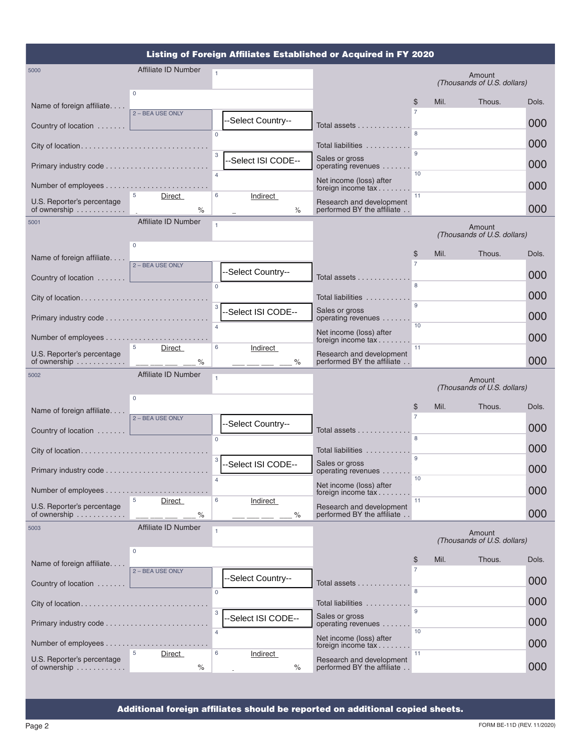## Listing of Foreign Affiliates Established or Acquired in FY 2020

5000

| | | | | Amount (Thousands of U.S. dollars) |
|---|---|---|---|---|
| Affiliate ID Number | 1 | | | $ Mil. Thous. Dols. |
| Name of foreign affiliate. . . . | 0 | | | |
| Country of location . . . . . . . | 2 – BEA USE ONLY | --Select Country-- | Total assets . . . . . . . . . . . . . | 7 000 |
| City of location. . . . . . . . . . . . . . . . . . . . . . . . . . . . . . | | 0 | Total liabilities . . . . . . . . . . . | 8 000 |
| Primary industry code . . . . . . . . . . . . . . . . . . . . . . . . | | 3 --Select ISI CODE-- | Sales or gross operating revenues . . . . . . . | 9 000 |
| Number of employees . . . . . . . . . . . . . . . . . . . . . . . . | | 4 | Net income (loss) after foreign income tax . . . . . . . . | 10 000 |
| U.S. Reporter's percentage of ownership . . . . . . . . . . . | 5 Direct % | 6 Indirect % | Research and development performed BY the affiliate . . | 11 000 |

5001

| | | | | Amount (Thousands of U.S. dollars) |
|---|---|---|---|---|
| Affiliate ID Number | 1 | | | $ Mil. Thous. Dols. |
| Name of foreign affiliate. . . . | 0 | | | |
| Country of location . . . . . . . | 2 – BEA USE ONLY | --Select Country-- | Total assets . . . . . . . . . . . . . | 7 000 |
| City of location. . . . . . . . . . . . . . . . . . . . . . . . . . . . . . | | 0 | Total liabilities . . . . . . . . . . . | 8 000 |
| Primary industry code . . . . . . . . . . . . . . . . . . . . . . . . | | 3 --Select ISI CODE-- | Sales or gross operating revenues . . . . . . . | 9 000 |
| Number of employees . . . . . . . . . . . . . . . . . . . . . . . . | | 4 | Net income (loss) after foreign income tax . . . . . . . . | 10 000 |
| U.S. Reporter's percentage of ownership . . . . . . . . . . . | 5 Direct ___ ___ ___ . ___ % | 6 Indirect ___ ___ ___ . ___ % | Research and development performed BY the affiliate . . | 11 000 |

5002

| | | | | Amount (Thousands of U.S. dollars) |
|---|---|---|---|---|
| Affiliate ID Number | 1 | | | $ Mil. Thous. Dols. |
| Name of foreign affiliate. . . . | 0 | | | |
| Country of location . . . . . . . | 2 – BEA USE ONLY | --Select Country-- | Total assets . . . . . . . . . . . . . | 7 000 |
| City of location. . . . . . . . . . . . . . . . . . . . . . . . . . . . . . | | 0 | Total liabilities . . . . . . . . . . . | 8 000 |
| Primary industry code . . . . . . . . . . . . . . . . . . . . . . . . | | 3 --Select ISI CODE-- | Sales or gross operating revenues . . . . . . . | 9 000 |
| Number of employees . . . . . . . . . . . . . . . . . . . . . . . . | | 4 | Net income (loss) after foreign income tax . . . . . . . . | 10 000 |
| U.S. Reporter's percentage of ownership . . . . . . . . . . . | 5 Direct ___ ___ ___ . ___ % | 6 Indirect ___ ___ ___ . ___ % | Research and development performed BY the affiliate . . | 11 000 |

5003

| | | | | Amount (Thousands of U.S. dollars) |
|---|---|---|---|---|
| Affiliate ID Number | 1 | | | $ Mil. Thous. Dols. |
| Name of foreign affiliate. . . . | 0 | | | |
| Country of location . . . . . . . | 2 – BEA USE ONLY | --Select Country-- | Total assets . . . . . . . . . . . . . | 7 000 |
| City of location. . . . . . . . . . . . . . . . . . . . . . . . . . . . . . | | 0 | Total liabilities . . . . . . . . . . . | 8 000 |
| Primary industry code . . . . . . . . . . . . . . . . . . . . . . . . | | 3 --Select ISI CODE-- | Sales or gross operating revenues . . . . . . . | 9 000 |
| Number of employees . . . . . . . . . . . . . . . . . . . . . . . . | | 4 | Net income (loss) after foreign income tax . . . . . . . . | 10 000 |
| U.S. Reporter's percentage of ownership . . . . . . . . . . . | 5 Direct % | 6 Indirect % | Research and development performed BY the affiliate . . | 11 000 |

**Additional foreign affiliates should be reported on additional copied sheets.**

FORM BE-11D (REV. 11/2020)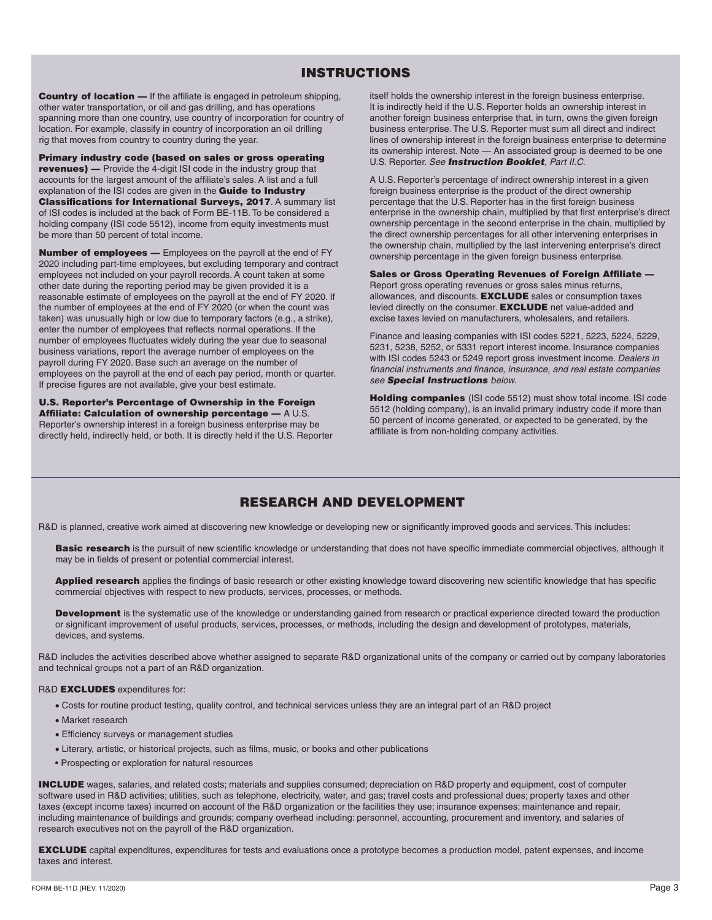## INSTRUCTIONS

**Country of location —** If the affiliate is engaged in petroleum shipping, other water transportation, or oil and gas drilling, and has operations spanning more than one country, use country of incorporation for country of location. For example, classify in country of incorporation an oil drilling rig that moves from country to country during the year.

**Primary industry code (based on sales or gross operating revenues) —** Provide the 4-digit ISI code in the industry group that accounts for the largest amount of the affiliate's sales. A list and a full explanation of the ISI codes are given in the **Guide to Industry Classifications for International Surveys, 2017**. A summary list of ISI codes is included at the back of Form BE-11B. To be considered a holding company (ISI code 5512), income from equity investments must be more than 50 percent of total income.

**Number of employees —** Employees on the payroll at the end of FY 2020 including part-time employees, but excluding temporary and contract employees not included on your payroll records. A count taken at some other date during the reporting period may be given provided it is a reasonable estimate of employees on the payroll at the end of FY 2020. If the number of employees at the end of FY 2020 (or when the count was taken) was unusually high or low due to temporary factors (e.g., a strike), enter the number of employees that reflects normal operations. If the number of employees fluctuates widely during the year due to seasonal business variations, report the average number of employees on the payroll during FY 2020. Base such an average on the number of employees on the payroll at the end of each pay period, month or quarter. If precise figures are not available, give your best estimate.

**U.S. Reporter's Percentage of Ownership in the Foreign Affiliate: Calculation of ownership percentage —** A U.S. Reporter's ownership interest in a foreign business enterprise may be directly held, indirectly held, or both. It is directly held if the U.S. Reporter itself holds the ownership interest in the foreign business enterprise. It is indirectly held if the U.S. Reporter holds an ownership interest in another foreign business enterprise that, in turn, owns the given foreign business enterprise. The U.S. Reporter must sum all direct and indirect lines of ownership interest in the foreign business enterprise to determine its ownership interest. Note — An associated group is deemed to be one U.S. Reporter. *See **Instruction Booklet**, Part II.C.*

A U.S. Reporter's percentage of indirect ownership interest in a given foreign business enterprise is the product of the direct ownership percentage that the U.S. Reporter has in the first foreign business enterprise in the ownership chain, multiplied by that first enterprise's direct ownership percentage in the second enterprise in the chain, multiplied by the direct ownership percentages for all other intervening enterprises in the ownership chain, multiplied by the last intervening enterprise's direct ownership percentage in the given foreign business enterprise.

**Sales or Gross Operating Revenues of Foreign Affiliate —** Report gross operating revenues or gross sales minus returns, allowances, and discounts. **EXCLUDE** sales or consumption taxes levied directly on the consumer. **EXCLUDE** net value-added and excise taxes levied on manufacturers, wholesalers, and retailers.

Finance and leasing companies with ISI codes 5221, 5223, 5224, 5229, 5231, 5238, 5252, or 5331 report interest income. Insurance companies with ISI codes 5243 or 5249 report gross investment income. *Dealers in financial instruments and finance, insurance, and real estate companies see **Special Instructions** below.*

**Holding companies** (ISI code 5512) must show total income. ISI code 5512 (holding company), is an invalid primary industry code if more than 50 percent of income generated, or expected to be generated, by the affiliate is from non-holding company activities.

## RESEARCH AND DEVELOPMENT

R&D is planned, creative work aimed at discovering new knowledge or developing new or significantly improved goods and services. This includes:

**Basic research** is the pursuit of new scientific knowledge or understanding that does not have specific immediate commercial objectives, although it may be in fields of present or potential commercial interest.

**Applied research** applies the findings of basic research or other existing knowledge toward discovering new scientific knowledge that has specific commercial objectives with respect to new products, services, processes, or methods.

**Development** is the systematic use of the knowledge or understanding gained from research or practical experience directed toward the production or significant improvement of useful products, services, processes, or methods, including the design and development of prototypes, materials, devices, and systems.

R&D includes the activities described above whether assigned to separate R&D organizational units of the company or carried out by company laboratories and technical groups not a part of an R&D organization.

R&D **EXCLUDES** expenditures for:

- Costs for routine product testing, quality control, and technical services unless they are an integral part of an R&D project
- Market research
- Efficiency surveys or management studies
- Literary, artistic, or historical projects, such as films, music, or books and other publications
- Prospecting or exploration for natural resources

**INCLUDE** wages, salaries, and related costs; materials and supplies consumed; depreciation on R&D property and equipment, cost of computer software used in R&D activities; utilities, such as telephone, electricity, water, and gas; travel costs and professional dues; property taxes and other taxes (except income taxes) incurred on account of the R&D organization or the facilities they use; insurance expenses; maintenance and repair, including maintenance of buildings and grounds; company overhead including: personnel, accounting, procurement and inventory, and salaries of research executives not on the payroll of the R&D organization.

**EXCLUDE** capital expenditures, expenditures for tests and evaluations once a prototype becomes a production model, patent expenses, and income taxes and interest.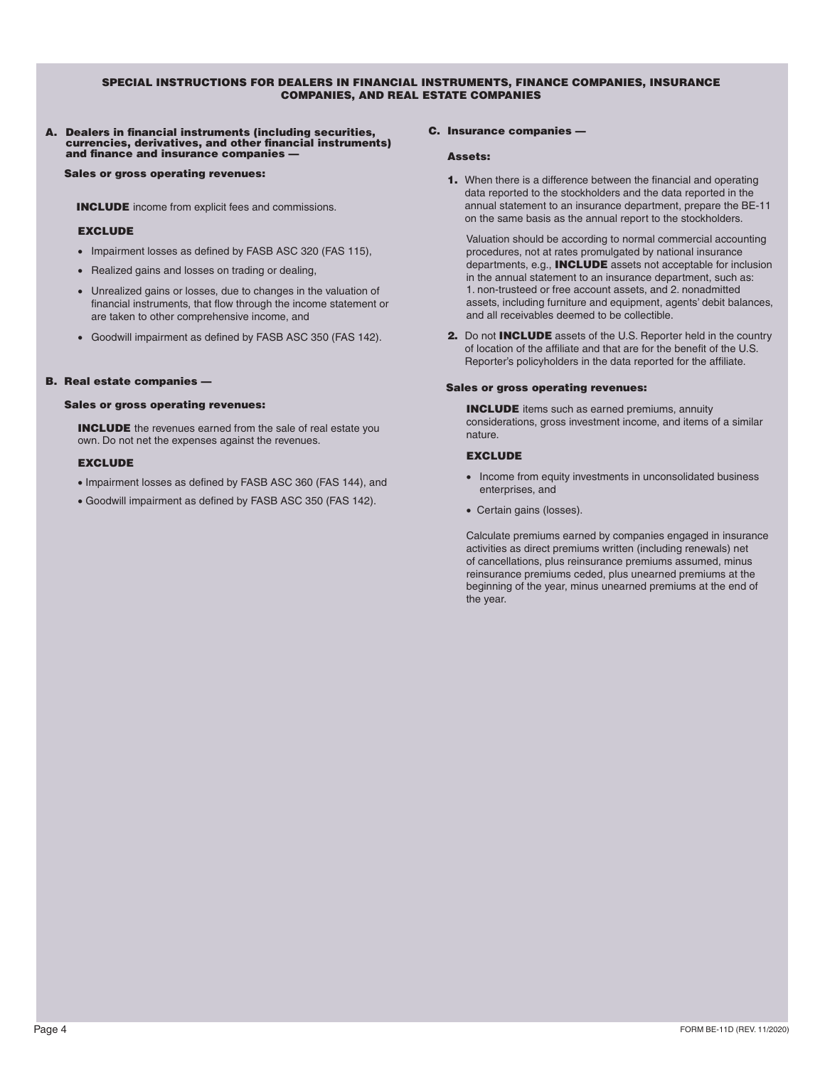## SPECIAL INSTRUCTIONS FOR DEALERS IN FINANCIAL INSTRUMENTS, FINANCE COMPANIES, INSURANCE COMPANIES, AND REAL ESTATE COMPANIES

### A. Dealers in financial instruments (including securities, currencies, derivatives, and other financial instruments) and finance and insurance companies —

**Sales or gross operating revenues:**

**INCLUDE** income from explicit fees and commissions.

**EXCLUDE**

- Impairment losses as defined by FASB ASC 320 (FAS 115),
- Realized gains and losses on trading or dealing,
- Unrealized gains or losses, due to changes in the valuation of financial instruments, that flow through the income statement or are taken to other comprehensive income, and
- Goodwill impairment as defined by FASB ASC 350 (FAS 142).

### B. Real estate companies —

**Sales or gross operating revenues:**

**INCLUDE** the revenues earned from the sale of real estate you own. Do not net the expenses against the revenues.

**EXCLUDE**

- Impairment losses as defined by FASB ASC 360 (FAS 144), and
- Goodwill impairment as defined by FASB ASC 350 (FAS 142).

### C. Insurance companies —

**Assets:**

**1.** When there is a difference between the financial and operating data reported to the stockholders and the data reported in the annual statement to an insurance department, prepare the BE-11 on the same basis as the annual report to the stockholders.

Valuation should be according to normal commercial accounting procedures, not at rates promulgated by national insurance departments, e.g., **INCLUDE** assets not acceptable for inclusion in the annual statement to an insurance department, such as: 1. non-trusteed or free account assets, and 2. nonadmitted assets, including furniture and equipment, agents' debit balances, and all receivables deemed to be collectible.

**2.** Do not **INCLUDE** assets of the U.S. Reporter held in the country of location of the affiliate and that are for the benefit of the U.S. Reporter's policyholders in the data reported for the affiliate.

**Sales or gross operating revenues:**

**INCLUDE** items such as earned premiums, annuity considerations, gross investment income, and items of a similar nature.

**EXCLUDE**

- Income from equity investments in unconsolidated business enterprises, and
- Certain gains (losses).

Calculate premiums earned by companies engaged in insurance activities as direct premiums written (including renewals) net of cancellations, plus reinsurance premiums assumed, minus reinsurance premiums ceded, plus unearned premiums at the beginning of the year, minus unearned premiums at the end of the year.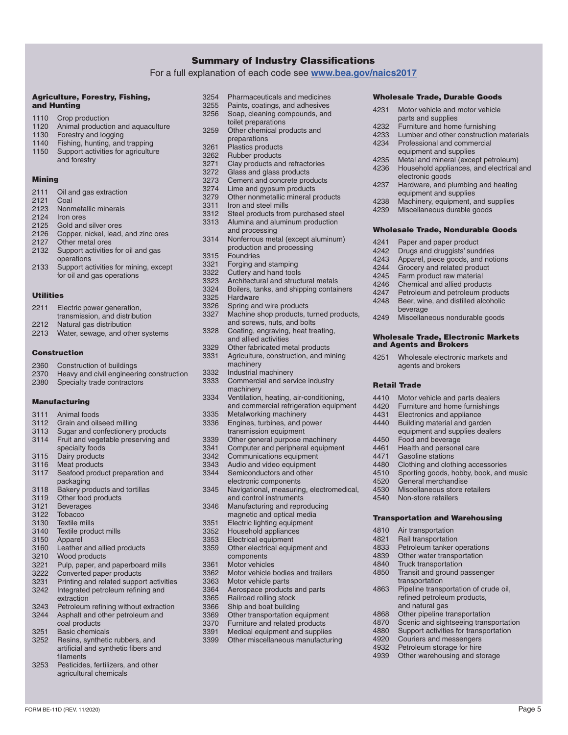# Summary of Industry Classifications

For a full explanation of each code see www.bea.gov/naics2017

### Agriculture, Forestry, Fishing, and Hunting

- 1110 Crop production
- 1120 Animal production and aquaculture
- 1130 Forestry and logging
- 1140 Fishing, hunting, and trapping
- 1150 Support activities for agriculture and forestry

### Mining

- 2111 Oil and gas extraction
- 2121 Coal
- 2123 Nonmetallic minerals
- 2124 Iron ores
- 2125 Gold and silver ores
- 2126 Copper, nickel, lead, and zinc ores
- 2127 Other metal ores
- 2132 Support activities for oil and gas operations
- 2133 Support activities for mining, except for oil and gas operations

### Utilities

- 2211 Electric power generation, transmission, and distribution
- 2212 Natural gas distribution
- 2213 Water, sewage, and other systems

### Construction

- 2360 Construction of buildings
- 2370 Heavy and civil engineering construction
- 2380 Specialty trade contractors

### Manufacturing

- 3111 Animal foods
- 3112 Grain and oilseed milling
- 3113 Sugar and confectionery products
- 3114 Fruit and vegetable preserving and specialty foods
- 3115 Dairy products
- 3116 Meat products
- 3117 Seafood product preparation and packaging
- 3118 Bakery products and tortillas
- 3119 Other food products
- 3121 Beverages
- 3122 Tobacco
- 3130 Textile mills
- 3140 Textile product mills
- 3150 Apparel
- 3160 Leather and allied products
- 3210 Wood products
- 3221 Pulp, paper, and paperboard mills
- 3222 Converted paper products
- 3231 Printing and related support activities
- 3242 Integrated petroleum refining and extraction
- 3243 Petroleum refining without extraction
- 3244 Asphalt and other petroleum and coal products
- 3251 Basic chemicals
- 3252 Resins, synthetic rubbers, and artificial and synthetic fibers and filaments
- 3253 Pesticides, fertilizers, and other agricultural chemicals
- 3254 Pharmaceuticals and medicines
- 3255 Paints, coatings, and adhesives
- 3256 Soap, cleaning compounds, and toilet preparations
- 3259 Other chemical products and preparations
- 3261 Plastics products
- 3262 Rubber products
- 3271 Clay products and refractories
- 3272 Glass and glass products
- 3273 Cement and concrete products
- 3274 Lime and gypsum products
- 3279 Other nonmetallic mineral products
- 3311 Iron and steel mills
- 3312 Steel products from purchased steel
- 3313 Alumina and aluminum production and processing
- 3314 Nonferrous metal (except aluminum) production and processing
- 3315 Foundries
- 3321 Forging and stamping
- 3322 Cutlery and hand tools
- 3323 Architectural and structural metals
- 3324 Boilers, tanks, and shipping containers
- 3325 Hardware
- 3326 Spring and wire products
- 3327 Machine shop products, turned products, and screws, nuts, and bolts
- 3328 Coating, engraving, heat treating, and allied activities
- 3329 Other fabricated metal products
- 3331 Agriculture, construction, and mining machinery
- 3332 Industrial machinery
- 3333 Commercial and service industry machinery
- 3334 Ventilation, heating, air-conditioning, and commercial refrigeration equipment
- 3335 Metalworking machinery
- 3336 Engines, turbines, and power transmission equipment
- 3339 Other general purpose machinery
- 3341 Computer and peripheral equipment
- 3342 Communications equipment
- 3343 Audio and video equipment
- 3344 Semiconductors and other electronic components
- 3345 Navigational, measuring, electromedical, and control instruments
- 3346 Manufacturing and reproducing magnetic and optical media
- 3351 Electric lighting equipment
- 3352 Household appliances
- 3353 Electrical equipment
- 3359 Other electrical equipment and components
- 3361 Motor vehicles
- 3362 Motor vehicle bodies and trailers
- 3363 Motor vehicle parts
- 3364 Aerospace products and parts
- 3365 Railroad rolling stock
- 3366 Ship and boat building
- 3369 Other transportation equipment
- 3370 Furniture and related products
- 3391 Medical equipment and supplies
- 3399 Other miscellaneous manufacturing

### Wholesale Trade, Durable Goods

- 4231 Motor vehicle and motor vehicle parts and supplies
- 4232 Furniture and home furnishing
- 4233 Lumber and other construction materials
- 4234 Professional and commercial equipment and supplies
- 4235 Metal and mineral (except petroleum)
- 4236 Household appliances, and electrical and electronic goods
- 4237 Hardware, and plumbing and heating equipment and supplies
- 4238 Machinery, equipment, and supplies
- 4239 Miscellaneous durable goods

### Wholesale Trade, Nondurable Goods

- 4241 Paper and paper product
- 4242 Drugs and druggists' sundries
- 4243 Apparel, piece goods, and notions
- 4244 Grocery and related product
- 4245 Farm product raw material
- 4246 Chemical and allied products
- 4247 Petroleum and petroleum products
- 4248 Beer, wine, and distilled alcoholic beverage
- 4249 Miscellaneous nondurable goods

### Wholesale Trade, Electronic Markets and Agents and Brokers

- 4251 Wholesale electronic markets and agents and brokers

### Retail Trade

- 4410 Motor vehicle and parts dealers
- 4420 Furniture and home furnishings
- 4431 Electronics and appliance
- 4440 Building material and garden equipment and supplies dealers
- 4450 Food and beverage
- 4461 Health and personal care
- 4471 Gasoline stations
- 4480 Clothing and clothing accessories
- 4510 Sporting goods, hobby, book, and music
- 4520 General merchandise
- 4530 Miscellaneous store retailers
- 4540 Non-store retailers

### Transportation and Warehousing

- 4810 Air transportation
- 4821 Rail transportation
- 4833 Petroleum tanker operations
- 4839 Other water transportation
- 4840 Truck transportation
- 4850 Transit and ground passenger transportation
- 4863 Pipeline transportation of crude oil, refined petroleum products, and natural gas
- 4868 Other pipeline transportation
- 4870 Scenic and sightseeing transportation
- 4880 Support activities for transportation
- 4920 Couriers and messengers
- 4932 Petroleum storage for hire
- 4939 Other warehousing and storage

FORM BE-11D (REV. 11/2020)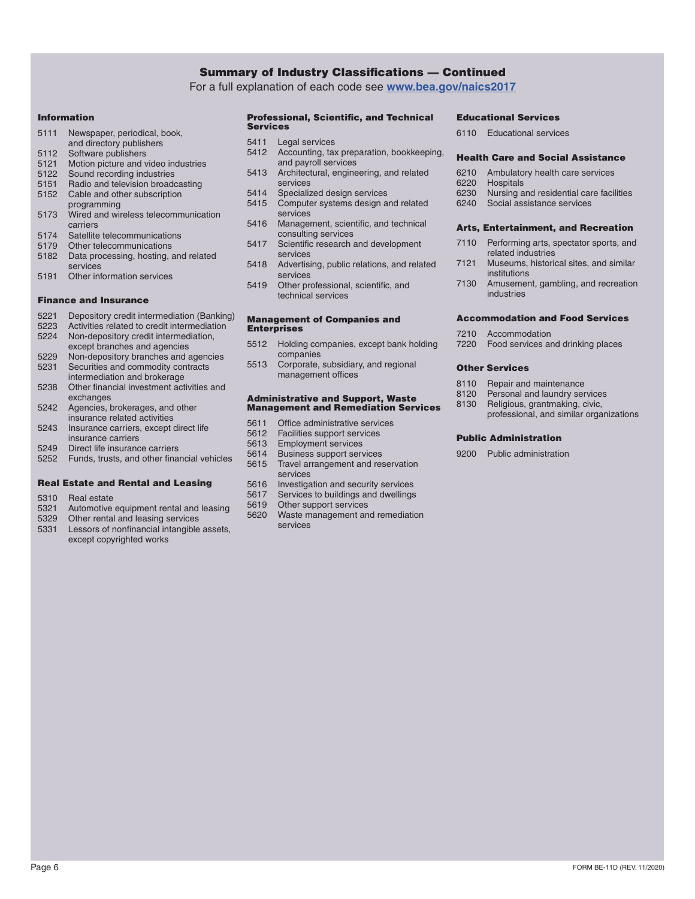## Summary of Industry Classifications — Continued

For a full explanation of each code see www.bea.gov/naics2017

### Information

- 5111 Newspaper, periodical, book, and directory publishers
- 5112 Software publishers
- 5121 Motion picture and video industries
- 5122 Sound recording industries
- 5151 Radio and television broadcasting
- 5152 Cable and other subscription programming
- 5173 Wired and wireless telecommunication carriers
- 5174 Satellite telecommunications
- 5179 Other telecommunications
- 5182 Data processing, hosting, and related services
- 5191 Other information services

### Finance and Insurance

- 5221 Depository credit intermediation (Banking)
- 5223 Activities related to credit intermediation
- 5224 Non-depository credit intermediation, except branches and agencies
- 5229 Non-depository branches and agencies
- 5231 Securities and commodity contracts intermediation and brokerage
- 5238 Other financial investment activities and exchanges
- 5242 Agencies, brokerages, and other insurance related activities
- 5243 Insurance carriers, except direct life insurance carriers
- 5249 Direct life insurance carriers
- 5252 Funds, trusts, and other financial vehicles

### Real Estate and Rental and Leasing

- 5310 Real estate
- 5321 Automotive equipment rental and leasing
- 5329 Other rental and leasing services
- 5331 Lessors of nonfinancial intangible assets, except copyrighted works

### Professional, Scientific, and Technical Services

- 5411 Legal services
- 5412 Accounting, tax preparation, bookkeeping, and payroll services
- 5413 Architectural, engineering, and related services
- 5414 Specialized design services
- 5415 Computer systems design and related services
- 5416 Management, scientific, and technical consulting services
- 5417 Scientific research and development services
- 5418 Advertising, public relations, and related services
- 5419 Other professional, scientific, and technical services

### Management of Companies and Enterprises

- 5512 Holding companies, except bank holding companies
- 5513 Corporate, subsidiary, and regional management offices

### Administrative and Support, Waste Management and Remediation Services

- 5611 Office administrative services
- 5612 Facilities support services
- 5613 Employment services
- 5614 Business support services
- 5615 Travel arrangement and reservation services
- 5616 Investigation and security services
- 5617 Services to buildings and dwellings
- 5619 Other support services
- 5620 Waste management and remediation services

### Educational Services

- 6110 Educational services

### Health Care and Social Assistance

- 6210 Ambulatory health care services
- 6220 Hospitals
- 6230 Nursing and residential care facilities
- 6240 Social assistance services

### Arts, Entertainment, and Recreation

- 7110 Performing arts, spectator sports, and related industries
- 7121 Museums, historical sites, and similar institutions
- 7130 Amusement, gambling, and recreation industries

### Accommodation and Food Services

- 7210 Accommodation
- 7220 Food services and drinking places

### Other Services

- 8110 Repair and maintenance
- 8120 Personal and laundry services
- 8130 Religious, grantmaking, civic, professional, and similar organizations

### Public Administration

- 9200 Public administration